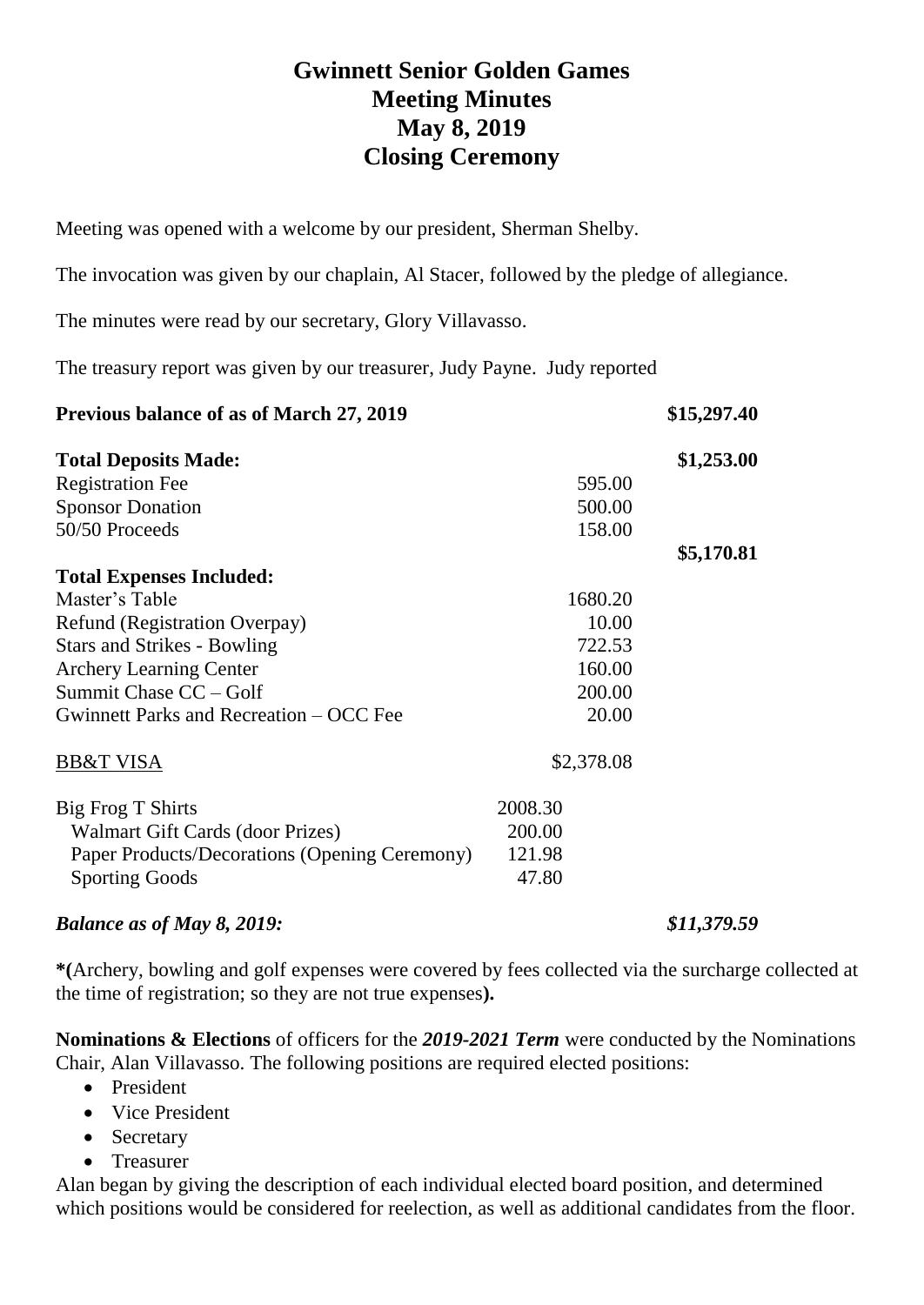# Gwinnett Senior Golden Games
# Meeting Minutes
# May 8, 2019
# Closing Ceremony

Meeting was opened with a welcome by our president, Sherman Shelby.

The invocation was given by our chaplain, Al Stacer, followed by the pledge of allegiance.

The minutes were read by our secretary, Glory Villavasso.

The treasury report was given by our treasurer, Judy Payne. Judy reported

| | | | |
|---|---|---|---|
| **Previous balance of as of March 27, 2019** | | | **$15,297.40** |
| **Total Deposits Made:** | | | **$1,253.00** |
| Registration Fee | | 595.00 | |
| Sponsor Donation | | 500.00 | |
| 50/50 Proceeds | | 158.00 | |
| | | | **$5,170.81** |
| **Total Expenses Included:** | | | |
| Master's Table | | 1680.20 | |
| Refund (Registration Overpay) | | 10.00 | |
| Stars and Strikes - Bowling | | 722.53 | |
| Archery Learning Center | | 160.00 | |
| Summit Chase CC – Golf | | 200.00 | |
| Gwinnett Parks and Recreation – OCC Fee | | 20.00 | |
| BB&T VISA | | $2,378.08 | |
| Big Frog T Shirts | 2008.30 | | |
| Walmart Gift Cards (door Prizes) | 200.00 | | |
| Paper Products/Decorations (Opening Ceremony) | 121.98 | | |
| Sporting Goods | 47.80 | | |
| ***Balance as of May 8, 2019:*** | | | ***$11,379.59*** |

**\*(**Archery, bowling and golf expenses were covered by fees collected via the surcharge collected at the time of registration; so they are not true expenses**).**

**Nominations & Elections** of officers for the ***2019-2021 Term*** were conducted by the Nominations Chair, Alan Villavasso. The following positions are required elected positions:

- President
- Vice President
- Secretary
- Treasurer

Alan began by giving the description of each individual elected board position, and determined which positions would be considered for reelection, as well as additional candidates from the floor.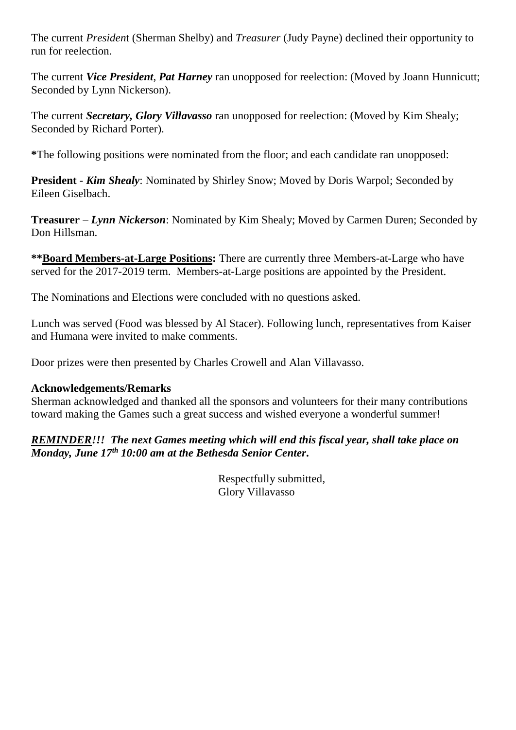The current *Presiden*t (Sherman Shelby) and *Treasurer* (Judy Payne) declined their opportunity to run for reelection.

The current ***Vice President***, ***Pat Harney*** ran unopposed for reelection: (Moved by Joann Hunnicutt; Seconded by Lynn Nickerson).

The current ***Secretary, Glory Villavasso*** ran unopposed for reelection: (Moved by Kim Shealy; Seconded by Richard Porter).

**\***The following positions were nominated from the floor; and each candidate ran unopposed:

**President** - ***Kim Shealy***: Nominated by Shirley Snow; Moved by Doris Warpol; Seconded by Eileen Giselbach.

**Treasurer** – ***Lynn Nickerson***: Nominated by Kim Shealy; Moved by Carmen Duren; Seconded by Don Hillsman.

**\*\*<u>Board Members-at-Large Positions</u>:** There are currently three Members-at-Large who have served for the 2017-2019 term. Members-at-Large positions are appointed by the President.

The Nominations and Elections were concluded with no questions asked.

Lunch was served (Food was blessed by Al Stacer). Following lunch, representatives from Kaiser and Humana were invited to make comments.

Door prizes were then presented by Charles Crowell and Alan Villavasso.

**Acknowledgements/Remarks**

Sherman acknowledged and thanked all the sponsors and volunteers for their many contributions toward making the Games such a great success and wished everyone a wonderful summer!

***<u>REMINDER</u>!!! The next Games meeting which will end this fiscal year, shall take place on Monday, June 17th 10:00 am at the Bethesda Senior Center.***

Respectfully submitted,
Glory Villavasso